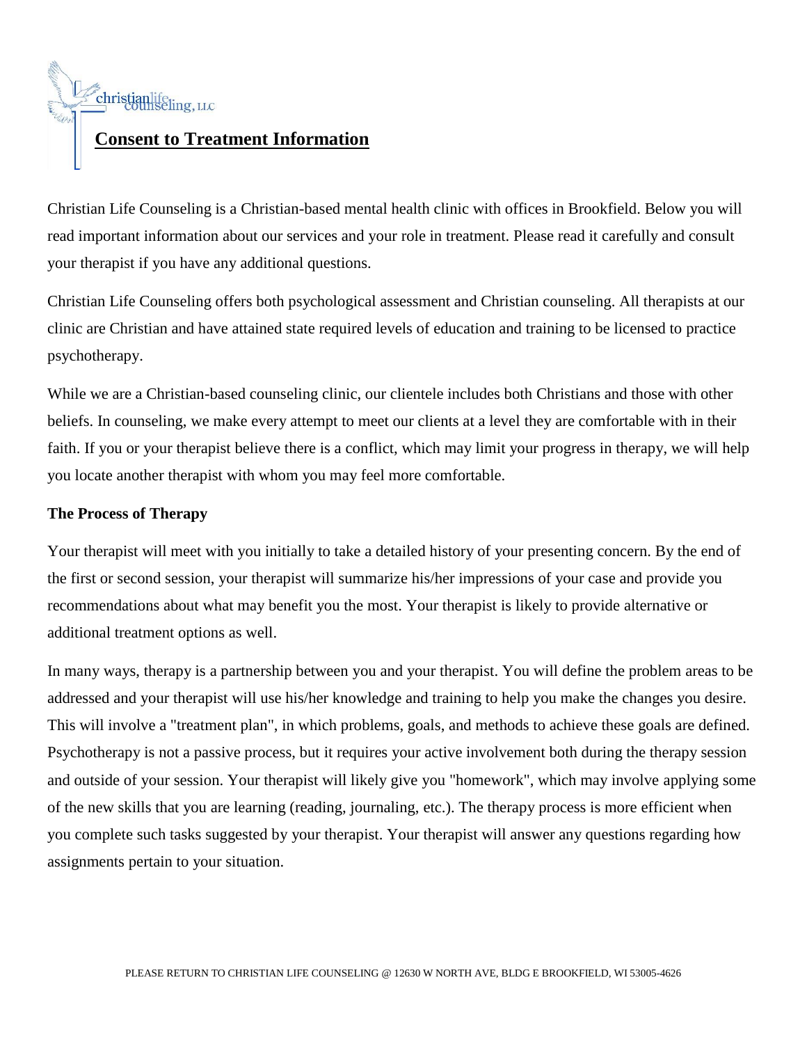christianlife counseling, LLC

# Consent to Treatment Information

Christian Life Counseling is a Christian-based mental health clinic with offices in Brookfield. Below you will read important information about our services and your role in treatment. Please read it carefully and consult your therapist if you have any additional questions.

Christian Life Counseling offers both psychological assessment and Christian counseling. All therapists at our clinic are Christian and have attained state required levels of education and training to be licensed to practice psychotherapy.

While we are a Christian-based counseling clinic, our clientele includes both Christians and those with other beliefs. In counseling, we make every attempt to meet our clients at a level they are comfortable with in their faith. If you or your therapist believe there is a conflict, which may limit your progress in therapy, we will help you locate another therapist with whom you may feel more comfortable.

## The Process of Therapy

Your therapist will meet with you initially to take a detailed history of your presenting concern. By the end of the first or second session, your therapist will summarize his/her impressions of your case and provide you recommendations about what may benefit you the most. Your therapist is likely to provide alternative or additional treatment options as well.

In many ways, therapy is a partnership between you and your therapist. You will define the problem areas to be addressed and your therapist will use his/her knowledge and training to help you make the changes you desire. This will involve a "treatment plan", in which problems, goals, and methods to achieve these goals are defined. Psychotherapy is not a passive process, but it requires your active involvement both during the therapy session and outside of your session. Your therapist will likely give you "homework", which may involve applying some of the new skills that you are learning (reading, journaling, etc.). The therapy process is more efficient when you complete such tasks suggested by your therapist. Your therapist will answer any questions regarding how assignments pertain to your situation.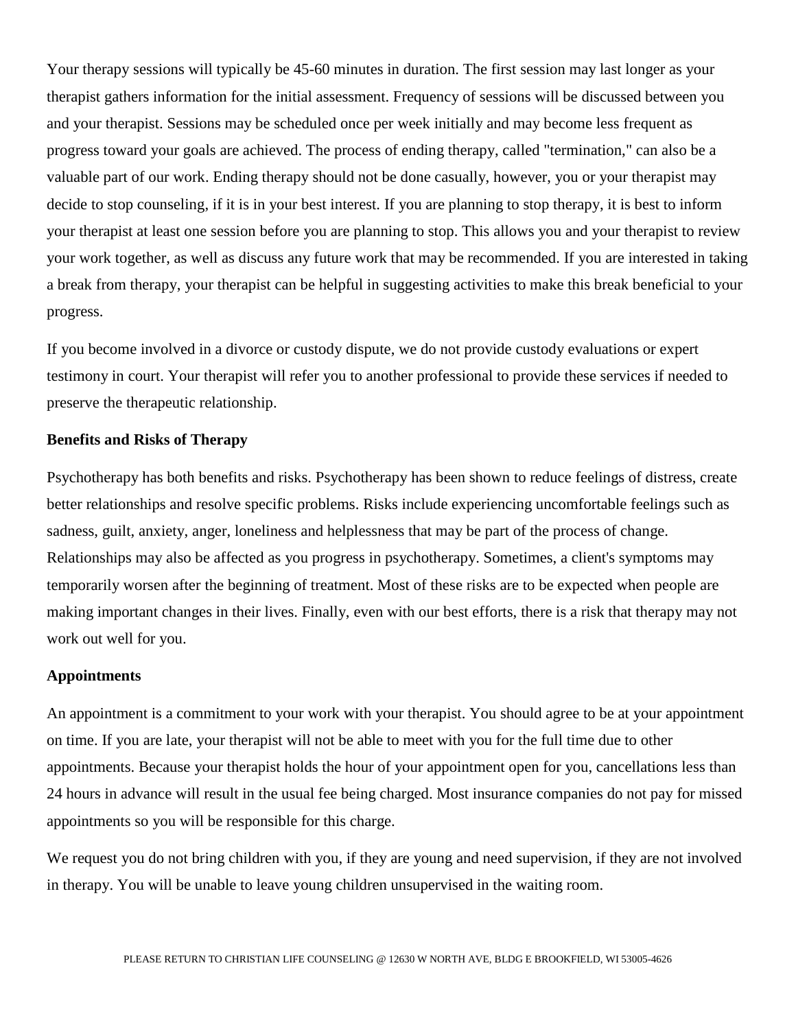Your therapy sessions will typically be 45-60 minutes in duration. The first session may last longer as your therapist gathers information for the initial assessment. Frequency of sessions will be discussed between you and your therapist. Sessions may be scheduled once per week initially and may become less frequent as progress toward your goals are achieved. The process of ending therapy, called "termination," can also be a valuable part of our work. Ending therapy should not be done casually, however, you or your therapist may decide to stop counseling, if it is in your best interest. If you are planning to stop therapy, it is best to inform your therapist at least one session before you are planning to stop. This allows you and your therapist to review your work together, as well as discuss any future work that may be recommended. If you are interested in taking a break from therapy, your therapist can be helpful in suggesting activities to make this break beneficial to your progress.

If you become involved in a divorce or custody dispute, we do not provide custody evaluations or expert testimony in court. Your therapist will refer you to another professional to provide these services if needed to preserve the therapeutic relationship.

**Benefits and Risks of Therapy**

Psychotherapy has both benefits and risks. Psychotherapy has been shown to reduce feelings of distress, create better relationships and resolve specific problems. Risks include experiencing uncomfortable feelings such as sadness, guilt, anxiety, anger, loneliness and helplessness that may be part of the process of change. Relationships may also be affected as you progress in psychotherapy. Sometimes, a client's symptoms may temporarily worsen after the beginning of treatment. Most of these risks are to be expected when people are making important changes in their lives. Finally, even with our best efforts, there is a risk that therapy may not work out well for you.

**Appointments**

An appointment is a commitment to your work with your therapist. You should agree to be at your appointment on time. If you are late, your therapist will not be able to meet with you for the full time due to other appointments. Because your therapist holds the hour of your appointment open for you, cancellations less than 24 hours in advance will result in the usual fee being charged. Most insurance companies do not pay for missed appointments so you will be responsible for this charge.

We request you do not bring children with you, if they are young and need supervision, if they are not involved in therapy. You will be unable to leave young children unsupervised in the waiting room.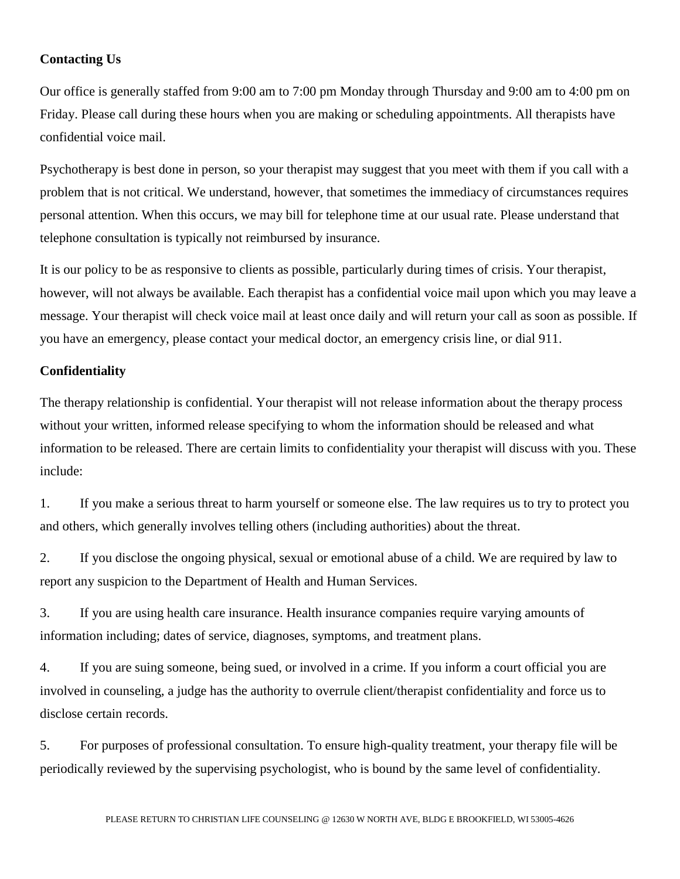**Contacting Us**

Our office is generally staffed from 9:00 am to 7:00 pm Monday through Thursday and 9:00 am to 4:00 pm on Friday. Please call during these hours when you are making or scheduling appointments. All therapists have confidential voice mail.

Psychotherapy is best done in person, so your therapist may suggest that you meet with them if you call with a problem that is not critical. We understand, however, that sometimes the immediacy of circumstances requires personal attention. When this occurs, we may bill for telephone time at our usual rate. Please understand that telephone consultation is typically not reimbursed by insurance.

It is our policy to be as responsive to clients as possible, particularly during times of crisis. Your therapist, however, will not always be available. Each therapist has a confidential voice mail upon which you may leave a message. Your therapist will check voice mail at least once daily and will return your call as soon as possible. If you have an emergency, please contact your medical doctor, an emergency crisis line, or dial 911.

**Confidentiality**

The therapy relationship is confidential. Your therapist will not release information about the therapy process without your written, informed release specifying to whom the information should be released and what information to be released. There are certain limits to confidentiality your therapist will discuss with you. These include:

1. If you make a serious threat to harm yourself or someone else. The law requires us to try to protect you and others, which generally involves telling others (including authorities) about the threat.

2. If you disclose the ongoing physical, sexual or emotional abuse of a child. We are required by law to report any suspicion to the Department of Health and Human Services.

3. If you are using health care insurance. Health insurance companies require varying amounts of information including; dates of service, diagnoses, symptoms, and treatment plans.

4. If you are suing someone, being sued, or involved in a crime. If you inform a court official you are involved in counseling, a judge has the authority to overrule client/therapist confidentiality and force us to disclose certain records.

5. For purposes of professional consultation. To ensure high-quality treatment, your therapy file will be periodically reviewed by the supervising psychologist, who is bound by the same level of confidentiality.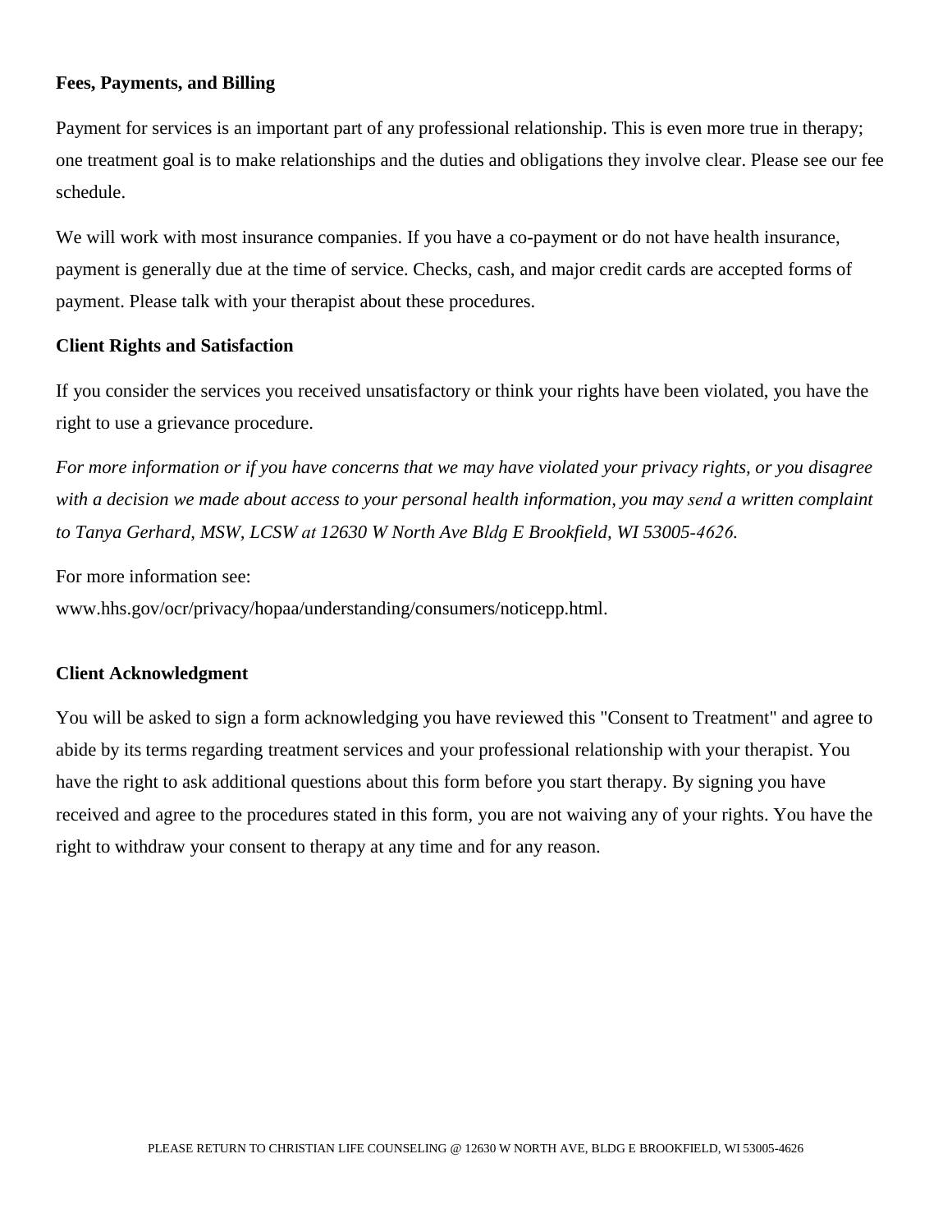**Fees, Payments, and Billing**

Payment for services is an important part of any professional relationship. This is even more true in therapy; one treatment goal is to make relationships and the duties and obligations they involve clear. Please see our fee schedule.

We will work with most insurance companies. If you have a co-payment or do not have health insurance, payment is generally due at the time of service. Checks, cash, and major credit cards are accepted forms of payment. Please talk with your therapist about these procedures.

**Client Rights and Satisfaction**

If you consider the services you received unsatisfactory or think your rights have been violated, you have the right to use a grievance procedure.

*For more information or if you have concerns that we may have violated your privacy rights, or you disagree with a decision we made about access to your personal health information, you may send a written complaint to Tanya Gerhard, MSW, LCSW at 12630 W North Ave Bldg E Brookfield, WI 53005-4626.*

For more information see:
www.hhs.gov/ocr/privacy/hopaa/understanding/consumers/noticepp.html.

**Client Acknowledgment**

You will be asked to sign a form acknowledging you have reviewed this "Consent to Treatment" and agree to abide by its terms regarding treatment services and your professional relationship with your therapist. You have the right to ask additional questions about this form before you start therapy. By signing you have received and agree to the procedures stated in this form, you are not waiving any of your rights. You have the right to withdraw your consent to therapy at any time and for any reason.

PLEASE RETURN TO CHRISTIAN LIFE COUNSELING @ 12630 W NORTH AVE, BLDG E BROOKFIELD, WI 53005-4626